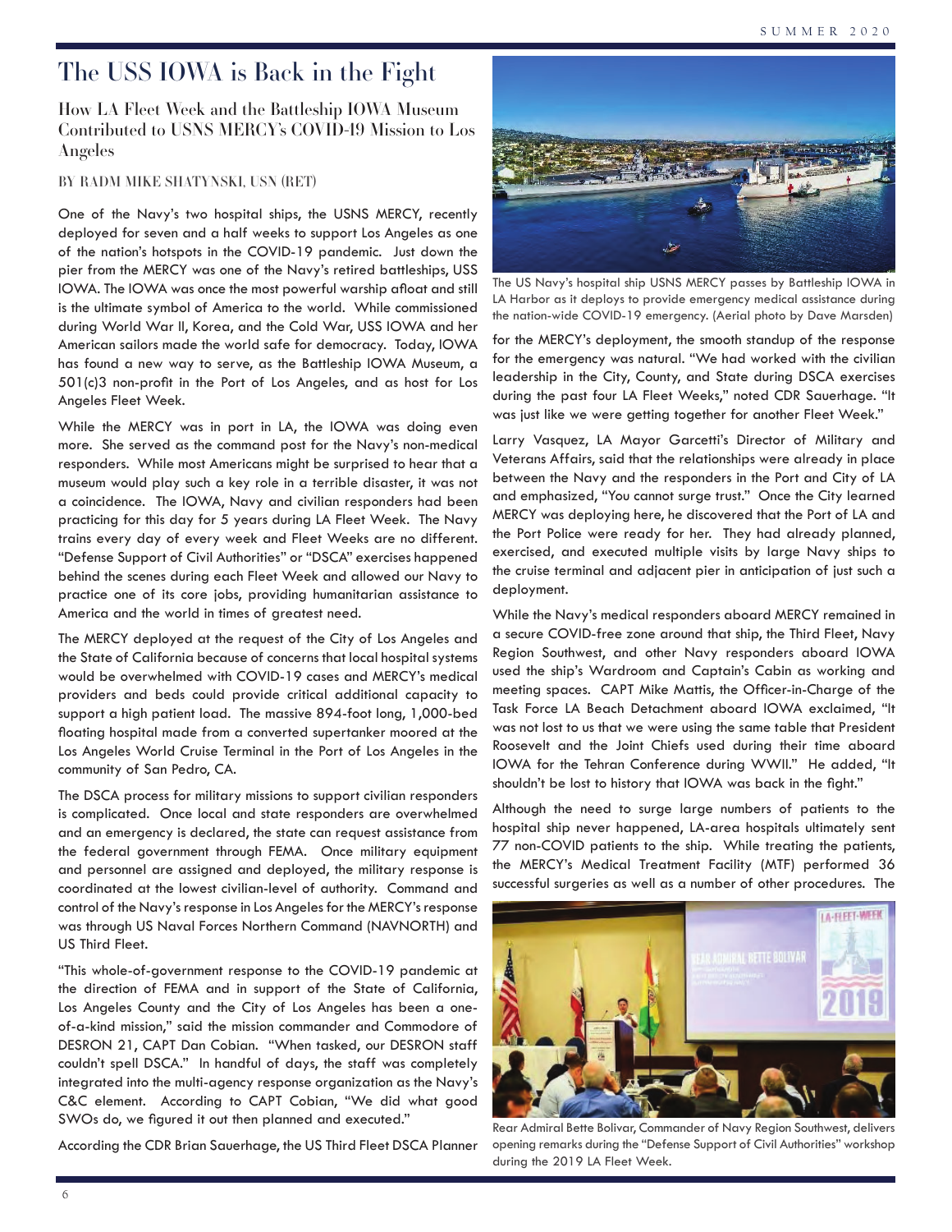# The USS IOWA is Back in the Fight

## How LA Fleet Week and the Battleship IOWA Museum Contributed to USNS MERCY's COVID-19 Mission to Los Angeles

BY RADM MIKE SHATYNSKI, USN (RET)

One of the Navy's two hospital ships, the USNS MERCY, recently deployed for seven and a half weeks to support Los Angeles as one of the nation's hotspots in the COVID-19 pandemic. Just down the pier from the MERCY was one of the Navy's retired battleships, USS IOWA. The IOWA was once the most powerful warship afloat and still is the ultimate symbol of America to the world. While commissioned during World War II, Korea, and the Cold War, USS IOWA and her American sailors made the world safe for democracy. Today, IOWA has found a new way to serve, as the Battleship IOWA Museum, a 501(c)3 non-profit in the Port of Los Angeles, and as host for Los Angeles Fleet Week.

While the MERCY was in port in LA, the IOWA was doing even more. She served as the command post for the Navy's non-medical responders. While most Americans might be surprised to hear that a museum would play such a key role in a terrible disaster, it was not a coincidence. The IOWA, Navy and civilian responders had been practicing for this day for 5 years during LA Fleet Week. The Navy trains every day of every week and Fleet Weeks are no different. "Defense Support of Civil Authorities" or "DSCA" exercises happened behind the scenes during each Fleet Week and allowed our Navy to practice one of its core jobs, providing humanitarian assistance to America and the world in times of greatest need.

The MERCY deployed at the request of the City of Los Angeles and the State of California because of concerns that local hospital systems would be overwhelmed with COVID-19 cases and MERCY's medical providers and beds could provide critical additional capacity to support a high patient load. The massive 894-foot long, 1,000-bed floating hospital made from a converted supertanker moored at the Los Angeles World Cruise Terminal in the Port of Los Angeles in the community of San Pedro, CA.

The DSCA process for military missions to support civilian responders is complicated. Once local and state responders are overwhelmed and an emergency is declared, the state can request assistance from the federal government through FEMA. Once military equipment and personnel are assigned and deployed, the military response is coordinated at the lowest civilian-level of authority. Command and control of the Navy's response in Los Angeles for the MERCY's response was through US Naval Forces Northern Command (NAVNORTH) and US Third Fleet.

"This whole-of-government response to the COVID-19 pandemic at the direction of FEMA and in support of the State of California, Los Angeles County and the City of Los Angeles has been a one-of-a-kind mission," said the mission commander and Commodore of DESRON 21, CAPT Dan Cobian. "When tasked, our DESRON staff couldn't spell DSCA." In handful of days, the staff was completely integrated into the multi-agency response organization as the Navy's C&C element. According to CAPT Cobian, "We did what good SWOs do, we figured it out then planned and executed."

According the CDR Brian Sauerhage, the US Third Fleet DSCA Planner for the MERCY's deployment, the smooth standup of the response for the emergency was natural. "We had worked with the civilian leadership in the City, County, and State during DSCA exercises during the past four LA Fleet Weeks," noted CDR Sauerhage. "It was just like we were getting together for another Fleet Week."

The US Navy's hospital ship USNS MERCY passes by Battleship IOWA in LA Harbor as it deploys to provide emergency medical assistance during the nation-wide COVID-19 emergency. (Aerial photo by Dave Marsden)

Larry Vasquez, LA Mayor Garcetti's Director of Military and Veterans Affairs, said that the relationships were already in place between the Navy and the responders in the Port and City of LA and emphasized, "You cannot surge trust." Once the City learned MERCY was deploying here, he discovered that the Port of LA and the Port Police were ready for her. They had already planned, exercised, and executed multiple visits by large Navy ships to the cruise terminal and adjacent pier in anticipation of just such a deployment.

While the Navy's medical responders aboard MERCY remained in a secure COVID-free zone around that ship, the Third Fleet, Navy Region Southwest, and other Navy responders aboard IOWA used the ship's Wardroom and Captain's Cabin as working and meeting spaces. CAPT Mike Mattis, the Officer-in-Charge of the Task Force LA Beach Detachment aboard IOWA exclaimed, "It was not lost to us that we were using the same table that President Roosevelt and the Joint Chiefs used during their time aboard IOWA for the Tehran Conference during WWII." He added, "It shouldn't be lost to history that IOWA was back in the fight."

Although the need to surge large numbers of patients to the hospital ship never happened, LA-area hospitals ultimately sent 77 non-COVID patients to the ship. While treating the patients, the MERCY's Medical Treatment Facility (MTF) performed 36 successful surgeries as well as a number of other procedures. The

Rear Admiral Bette Bolivar, Commander of Navy Region Southwest, delivers opening remarks during the "Defense Support of Civil Authorities" workshop during the 2019 LA Fleet Week.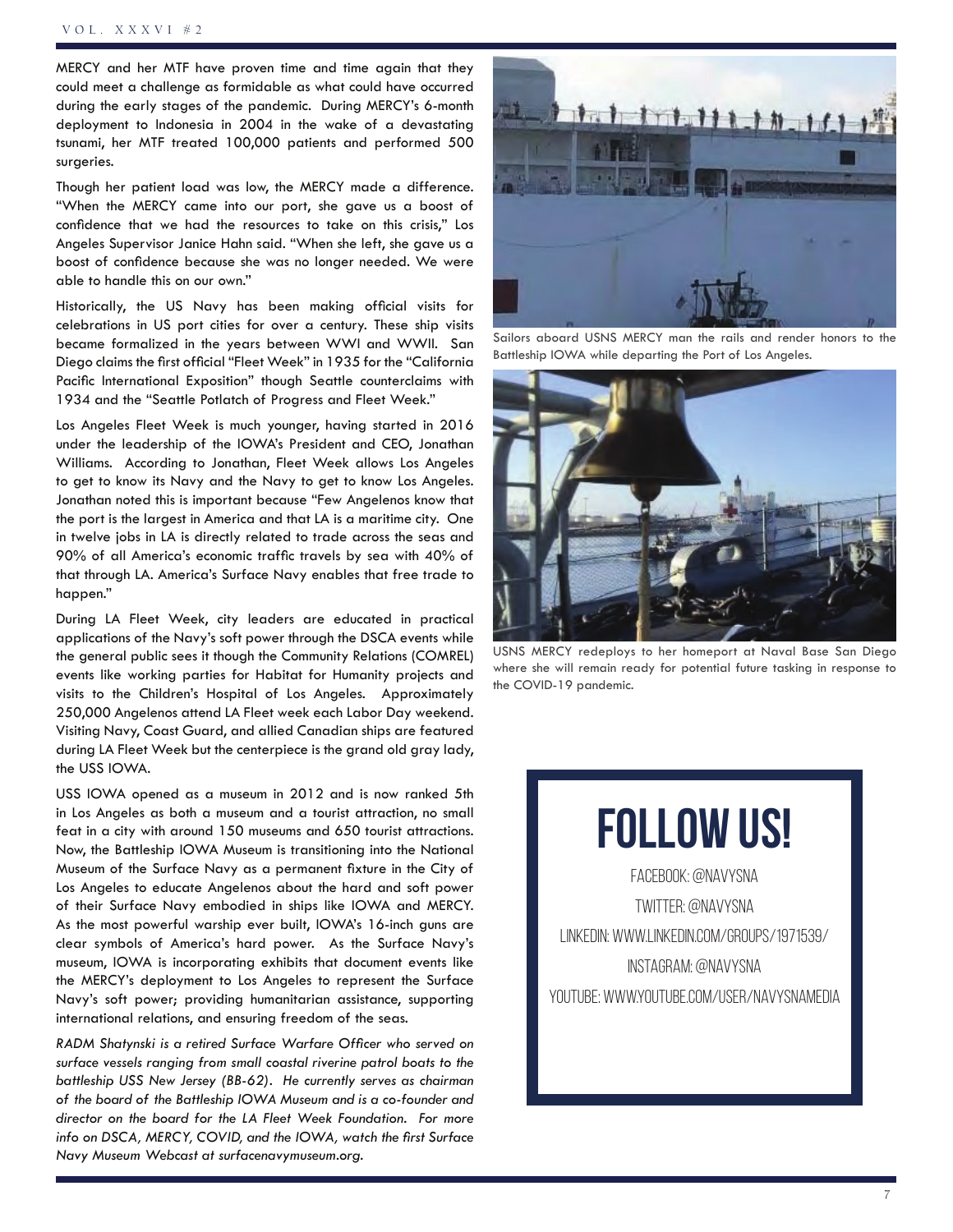MERCY and her MTF have proven time and time again that they could meet a challenge as formidable as what could have occurred during the early stages of the pandemic. During MERCY's 6-month deployment to Indonesia in 2004 in the wake of a devastating tsunami, her MTF treated 100,000 patients and performed 500 surgeries.

Though her patient load was low, the MERCY made a difference. "When the MERCY came into our port, she gave us a boost of confidence that we had the resources to take on this crisis," Los Angeles Supervisor Janice Hahn said. "When she left, she gave us a boost of confidence because she was no longer needed. We were able to handle this on our own."

Historically, the US Navy has been making official visits for celebrations in US port cities for over a century. These ship visits became formalized in the years between WWI and WWII. San Diego claims the first official "Fleet Week" in 1935 for the "California Pacific International Exposition" though Seattle counterclaims with 1934 and the "Seattle Potlatch of Progress and Fleet Week."

Los Angeles Fleet Week is much younger, having started in 2016 under the leadership of the IOWA's President and CEO, Jonathan Williams. According to Jonathan, Fleet Week allows Los Angeles to get to know its Navy and the Navy to get to know Los Angeles. Jonathan noted this is important because "Few Angelenos know that the port is the largest in America and that LA is a maritime city. One in twelve jobs in LA is directly related to trade across the seas and 90% of all America's economic traffic travels by sea with 40% of that through LA. America's Surface Navy enables that free trade to happen."

During LA Fleet Week, city leaders are educated in practical applications of the Navy's soft power through the DSCA events while the general public sees it though the Community Relations (COMREL) events like working parties for Habitat for Humanity projects and visits to the Children's Hospital of Los Angeles. Approximately 250,000 Angelenos attend LA Fleet week each Labor Day weekend. Visiting Navy, Coast Guard, and allied Canadian ships are featured during LA Fleet Week but the centerpiece is the grand old gray lady, the USS IOWA.

USS IOWA opened as a museum in 2012 and is now ranked 5th in Los Angeles as both a museum and a tourist attraction, no small feat in a city with around 150 museums and 650 tourist attractions. Now, the Battleship IOWA Museum is transitioning into the National Museum of the Surface Navy as a permanent fixture in the City of Los Angeles to educate Angelenos about the hard and soft power of their Surface Navy embodied in ships like IOWA and MERCY. As the most powerful warship ever built, IOWA's 16-inch guns are clear symbols of America's hard power. As the Surface Navy's museum, IOWA is incorporating exhibits that document events like the MERCY's deployment to Los Angeles to represent the Surface Navy's soft power; providing humanitarian assistance, supporting international relations, and ensuring freedom of the seas.

*RADM Shatynski is a retired Surface Warfare Officer who served on surface vessels ranging from small coastal riverine patrol boats to the battleship USS New Jersey (BB-62). He currently serves as chairman of the board of the Battleship IOWA Museum and is a co-founder and director on the board for the LA Fleet Week Foundation. For more info on DSCA, MERCY, COVID, and the IOWA, watch the first Surface Navy Museum Webcast at surfacenavymuseum.org.*

Sailors aboard USNS MERCY man the rails and render honors to the Battleship IOWA while departing the Port of Los Angeles.

USNS MERCY redeploys to her homeport at Naval Base San Diego where she will remain ready for potential future tasking in response to the COVID-19 pandemic.

# FOLLOW US!

FACEBOOK: @NAVYSNA

TWITTER: @NAVYSNA

LINKEDIN: WWW.LINKEDIN.COM/GROUPS/1971539/

INSTAGRAM: @NAVYSNA

YOUTUBE: WWW.YOUTUBE.COM/USER/NAVYSNAMEDIA